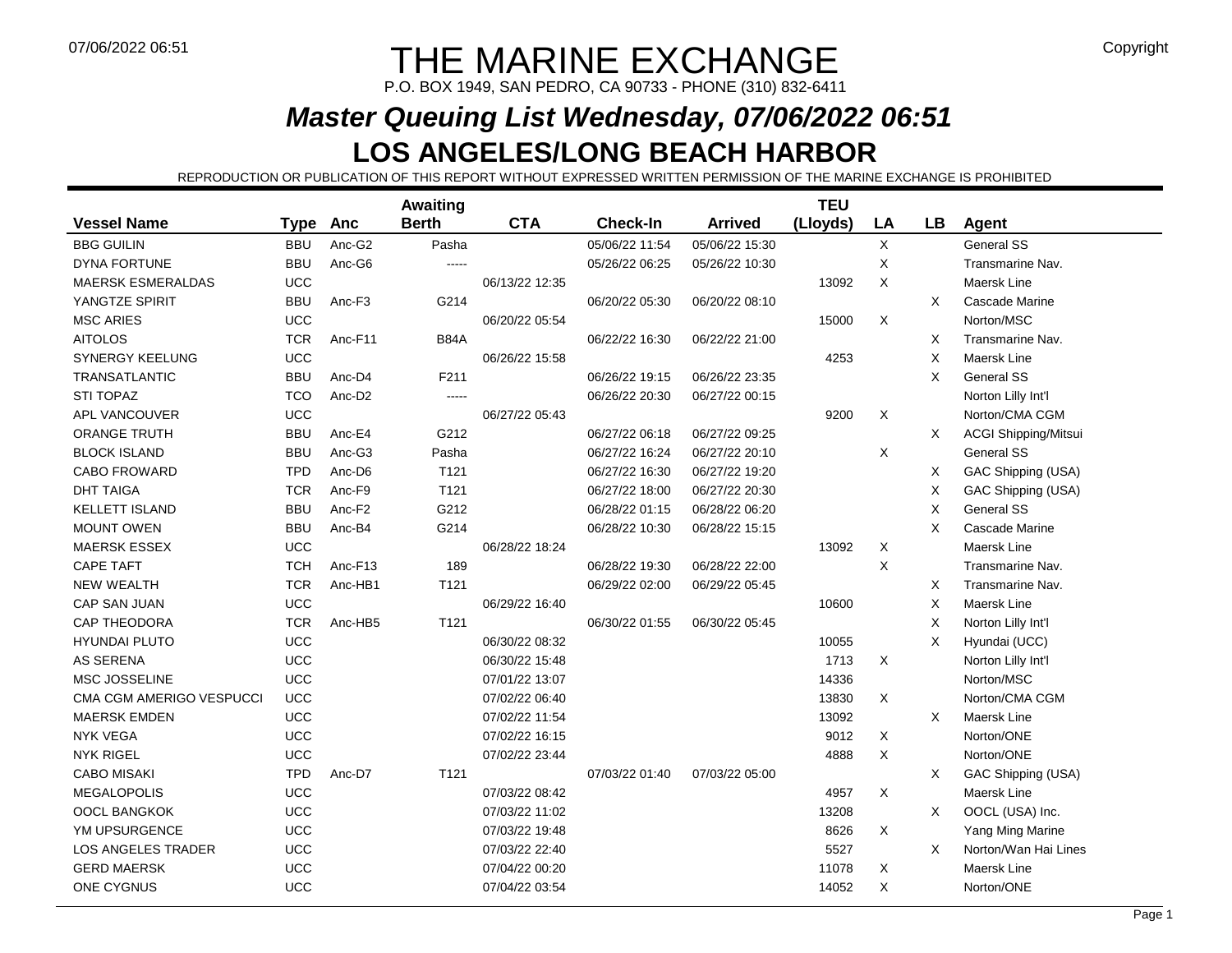# THE MARINE EXCHANGE

P.O. BOX 1949, SAN PEDRO, CA 90733 - PHONE (310) 832-6411

## *Master Queuing List Wednesday, 07/06/2022 06:51*

## LOS ANGELES/LONG BEACH HARBOR

REPRODUCTION OR PUBLICATION OF THIS REPORT WITHOUT EXPRESSED WRITTEN PERMISSION OF THE MARINE EXCHANGE IS PROHIBITED

| Vessel Name | Type | Anc | Awaiting Berth | CTA | Check-In | Arrived | TEU (Lloyds) | LA | LB | Agent |
|---|---|---|---|---|---|---|---|---|---|---|
| BBG GUILIN | BBU | Anc-G2 | Pasha | | 05/06/22 11:54 | 05/06/22 15:30 | | X | | General SS |
| DYNA FORTUNE | BBU | Anc-G6 | ----- | | 05/26/22 06:25 | 05/26/22 10:30 | | X | | Transmarine Nav. |
| MAERSK ESMERALDAS | UCC | | | 06/13/22 12:35 | | | 13092 | X | | Maersk Line |
| YANGTZE SPIRIT | BBU | Anc-F3 | G214 | | 06/20/22 05:30 | 06/20/22 08:10 | | | X | Cascade Marine |
| MSC ARIES | UCC | | | 06/20/22 05:54 | | | 15000 | X | | Norton/MSC |
| AITOLOS | TCR | Anc-F11 | B84A | | 06/22/22 16:30 | 06/22/22 21:00 | | | X | Transmarine Nav. |
| SYNERGY KEELUNG | UCC | | | 06/26/22 15:58 | | | 4253 | | X | Maersk Line |
| TRANSATLANTIC | BBU | Anc-D4 | F211 | | 06/26/22 19:15 | 06/26/22 23:35 | | | X | General SS |
| STI TOPAZ | TCO | Anc-D2 | ----- | | 06/26/22 20:30 | 06/27/22 00:15 | | | | Norton Lilly Int'l |
| APL VANCOUVER | UCC | | | 06/27/22 05:43 | | | 9200 | X | | Norton/CMA CGM |
| ORANGE TRUTH | BBU | Anc-E4 | G212 | | 06/27/22 06:18 | 06/27/22 09:25 | | | X | ACGI Shipping/Mitsui |
| BLOCK ISLAND | BBU | Anc-G3 | Pasha | | 06/27/22 16:24 | 06/27/22 20:10 | | X | | General SS |
| CABO FROWARD | TPD | Anc-D6 | T121 | | 06/27/22 16:30 | 06/27/22 19:20 | | | X | GAC Shipping (USA) |
| DHT TAIGA | TCR | Anc-F9 | T121 | | 06/27/22 18:00 | 06/27/22 20:30 | | | X | GAC Shipping (USA) |
| KELLETT ISLAND | BBU | Anc-F2 | G212 | | 06/28/22 01:15 | 06/28/22 06:20 | | | X | General SS |
| MOUNT OWEN | BBU | Anc-B4 | G214 | | 06/28/22 10:30 | 06/28/22 15:15 | | | X | Cascade Marine |
| MAERSK ESSEX | UCC | | | 06/28/22 18:24 | | | 13092 | X | | Maersk Line |
| CAPE TAFT | TCH | Anc-F13 | 189 | | 06/28/22 19:30 | 06/28/22 22:00 | | X | | Transmarine Nav. |
| NEW WEALTH | TCR | Anc-HB1 | T121 | | 06/29/22 02:00 | 06/29/22 05:45 | | | X | Transmarine Nav. |
| CAP SAN JUAN | UCC | | | 06/29/22 16:40 | | | 10600 | | X | Maersk Line |
| CAP THEODORA | TCR | Anc-HB5 | T121 | | 06/30/22 01:55 | 06/30/22 05:45 | | | X | Norton Lilly Int'l |
| HYUNDAI PLUTO | UCC | | | 06/30/22 08:32 | | | 10055 | | X | Hyundai (UCC) |
| AS SERENA | UCC | | | 06/30/22 15:48 | | | 1713 | X | | Norton Lilly Int'l |
| MSC JOSSELINE | UCC | | | 07/01/22 13:07 | | | 14336 | | | Norton/MSC |
| CMA CGM AMERIGO VESPUCCI | UCC | | | 07/02/22 06:40 | | | 13830 | X | | Norton/CMA CGM |
| MAERSK EMDEN | UCC | | | 07/02/22 11:54 | | | 13092 | | X | Maersk Line |
| NYK VEGA | UCC | | | 07/02/22 16:15 | | | 9012 | X | | Norton/ONE |
| NYK RIGEL | UCC | | | 07/02/22 23:44 | | | 4888 | X | | Norton/ONE |
| CABO MISAKI | TPD | Anc-D7 | T121 | | 07/03/22 01:40 | 07/03/22 05:00 | | | X | GAC Shipping (USA) |
| MEGALOPOLIS | UCC | | | 07/03/22 08:42 | | | 4957 | X | | Maersk Line |
| OOCL BANGKOK | UCC | | | 07/03/22 11:02 | | | 13208 | | X | OOCL (USA) Inc. |
| YM UPSURGENCE | UCC | | | 07/03/22 19:48 | | | 8626 | X | | Yang Ming Marine |
| LOS ANGELES TRADER | UCC | | | 07/03/22 22:40 | | | 5527 | | X | Norton/Wan Hai Lines |
| GERD MAERSK | UCC | | | 07/04/22 00:20 | | | 11078 | X | | Maersk Line |
| ONE CYGNUS | UCC | | | 07/04/22 03:54 | | | 14052 | X | | Norton/ONE |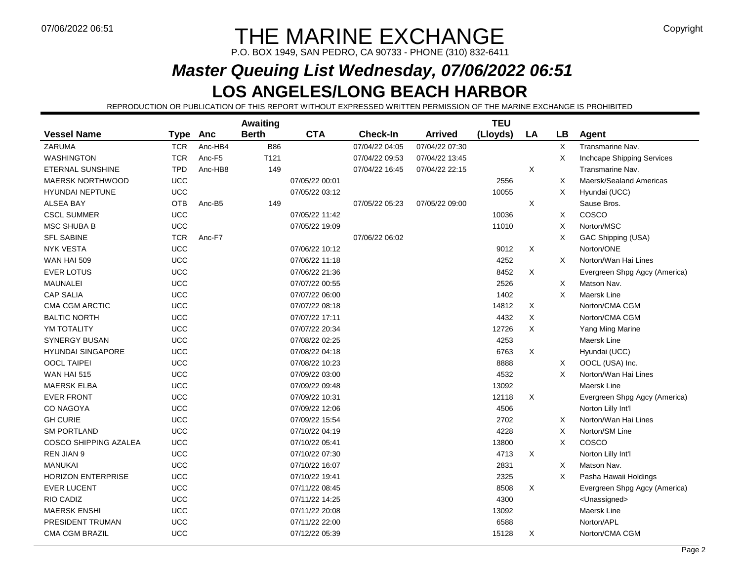# THE MARINE EXCHANGE

P.O. BOX 1949, SAN PEDRO, CA 90733 - PHONE (310) 832-6411

## *Master Queuing List Wednesday, 07/06/2022 06:51*

## LOS ANGELES/LONG BEACH HARBOR

REPRODUCTION OR PUBLICATION OF THIS REPORT WITHOUT EXPRESSED WRITTEN PERMISSION OF THE MARINE EXCHANGE IS PROHIBITED

| Vessel Name | Type | Anc | Awaiting Berth | CTA | Check-In | Arrived | TEU (Lloyds) | LA | LB | Agent |
|---|---|---|---|---|---|---|---|---|---|---|
| ZARUMA | TCR | Anc-HB4 | B86 | | 07/04/22 04:05 | 07/04/22 07:30 | | | X | Transmarine Nav. |
| WASHINGTON | TCR | Anc-F5 | T121 | | 07/04/22 09:53 | 07/04/22 13:45 | | | X | Inchcape Shipping Services |
| ETERNAL SUNSHINE | TPD | Anc-HB8 | 149 | | 07/04/22 16:45 | 07/04/22 22:15 | | X | | Transmarine Nav. |
| MAERSK NORTHWOOD | UCC | | | 07/05/22 00:01 | | | 2556 | | X | Maersk/Sealand Americas |
| HYUNDAI NEPTUNE | UCC | | | 07/05/22 03:12 | | | 10055 | | X | Hyundai (UCC) |
| ALSEA BAY | OTB | Anc-B5 | 149 | | 07/05/22 05:23 | 07/05/22 09:00 | | X | | Sause Bros. |
| CSCL SUMMER | UCC | | | 07/05/22 11:42 | | | 10036 | | X | COSCO |
| MSC SHUBA B | UCC | | | 07/05/22 19:09 | | | 11010 | | X | Norton/MSC |
| SFL SABINE | TCR | Anc-F7 | | | 07/06/22 06:02 | | | | X | GAC Shipping (USA) |
| NYK VESTA | UCC | | | 07/06/22 10:12 | | | 9012 | X | | Norton/ONE |
| WAN HAI 509 | UCC | | | 07/06/22 11:18 | | | 4252 | | X | Norton/Wan Hai Lines |
| EVER LOTUS | UCC | | | 07/06/22 21:36 | | | 8452 | X | | Evergreen Shpg Agcy (America) |
| MAUNALEI | UCC | | | 07/07/22 00:55 | | | 2526 | | X | Matson Nav. |
| CAP SALIA | UCC | | | 07/07/22 06:00 | | | 1402 | | X | Maersk Line |
| CMA CGM ARCTIC | UCC | | | 07/07/22 08:18 | | | 14812 | X | | Norton/CMA CGM |
| BALTIC NORTH | UCC | | | 07/07/22 17:11 | | | 4432 | X | | Norton/CMA CGM |
| YM TOTALITY | UCC | | | 07/07/22 20:34 | | | 12726 | X | | Yang Ming Marine |
| SYNERGY BUSAN | UCC | | | 07/08/22 02:25 | | | 4253 | | | Maersk Line |
| HYUNDAI SINGAPORE | UCC | | | 07/08/22 04:18 | | | 6763 | X | | Hyundai (UCC) |
| OOCL TAIPEI | UCC | | | 07/08/22 10:23 | | | 8888 | | X | OOCL (USA) Inc. |
| WAN HAI 515 | UCC | | | 07/09/22 03:00 | | | 4532 | | X | Norton/Wan Hai Lines |
| MAERSK ELBA | UCC | | | 07/09/22 09:48 | | | 13092 | | | Maersk Line |
| EVER FRONT | UCC | | | 07/09/22 10:31 | | | 12118 | X | | Evergreen Shpg Agcy (America) |
| CO NAGOYA | UCC | | | 07/09/22 12:06 | | | 4506 | | | Norton Lilly Int'l |
| GH CURIE | UCC | | | 07/09/22 15:54 | | | 2702 | | X | Norton/Wan Hai Lines |
| SM PORTLAND | UCC | | | 07/10/22 04:19 | | | 4228 | | X | Norton/SM Line |
| COSCO SHIPPING AZALEA | UCC | | | 07/10/22 05:41 | | | 13800 | | X | COSCO |
| REN JIAN 9 | UCC | | | 07/10/22 07:30 | | | 4713 | X | | Norton Lilly Int'l |
| MANUKAI | UCC | | | 07/10/22 16:07 | | | 2831 | | X | Matson Nav. |
| HORIZON ENTERPRISE | UCC | | | 07/10/22 19:41 | | | 2325 | | X | Pasha Hawaii Holdings |
| EVER LUCENT | UCC | | | 07/11/22 08:45 | | | 8508 | X | | Evergreen Shpg Agcy (America) |
| RIO CADIZ | UCC | | | 07/11/22 14:25 | | | 4300 | | | <Unassigned> |
| MAERSK ENSHI | UCC | | | 07/11/22 20:08 | | | 13092 | | | Maersk Line |
| PRESIDENT TRUMAN | UCC | | | 07/11/22 22:00 | | | 6588 | | | Norton/APL |
| CMA CGM BRAZIL | UCC | | | 07/12/22 05:39 | | | 15128 | X | | Norton/CMA CGM |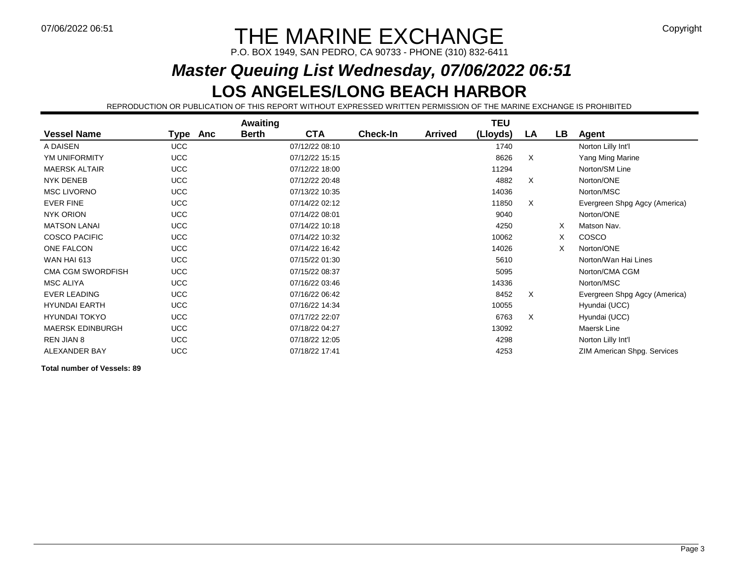# THE MARINE EXCHANGE

P.O. BOX 1949, SAN PEDRO, CA 90733 - PHONE (310) 832-6411

## *Master Queuing List Wednesday, 07/06/2022 06:51*

## LOS ANGELES/LONG BEACH HARBOR

REPRODUCTION OR PUBLICATION OF THIS REPORT WITHOUT EXPRESSED WRITTEN PERMISSION OF THE MARINE EXCHANGE IS PROHIBITED

| Vessel Name | Type | Anc | Awaiting Berth | CTA | Check-In | Arrived | TEU (Lloyds) | LA | LB | Agent |
|---|---|---|---|---|---|---|---|---|---|---|
| A DAISEN | UCC | | | 07/12/22 08:10 | | | 1740 | | | Norton Lilly Int'l |
| YM UNIFORMITY | UCC | | | 07/12/22 15:15 | | | 8626 | X | | Yang Ming Marine |
| MAERSK ALTAIR | UCC | | | 07/12/22 18:00 | | | 11294 | | | Norton/SM Line |
| NYK DENEB | UCC | | | 07/12/22 20:48 | | | 4882 | X | | Norton/ONE |
| MSC LIVORNO | UCC | | | 07/13/22 10:35 | | | 14036 | | | Norton/MSC |
| EVER FINE | UCC | | | 07/14/22 02:12 | | | 11850 | X | | Evergreen Shpg Agcy (America) |
| NYK ORION | UCC | | | 07/14/22 08:01 | | | 9040 | | | Norton/ONE |
| MATSON LANAI | UCC | | | 07/14/22 10:18 | | | 4250 | | X | Matson Nav. |
| COSCO PACIFIC | UCC | | | 07/14/22 10:32 | | | 10062 | | X | COSCO |
| ONE FALCON | UCC | | | 07/14/22 16:42 | | | 14026 | | X | Norton/ONE |
| WAN HAI 613 | UCC | | | 07/15/22 01:30 | | | 5610 | | | Norton/Wan Hai Lines |
| CMA CGM SWORDFISH | UCC | | | 07/15/22 08:37 | | | 5095 | | | Norton/CMA CGM |
| MSC ALIYA | UCC | | | 07/16/22 03:46 | | | 14336 | | | Norton/MSC |
| EVER LEADING | UCC | | | 07/16/22 06:42 | | | 8452 | X | | Evergreen Shpg Agcy (America) |
| HYUNDAI EARTH | UCC | | | 07/16/22 14:34 | | | 10055 | | | Hyundai (UCC) |
| HYUNDAI TOKYO | UCC | | | 07/17/22 22:07 | | | 6763 | X | | Hyundai (UCC) |
| MAERSK EDINBURGH | UCC | | | 07/18/22 04:27 | | | 13092 | | | Maersk Line |
| REN JIAN 8 | UCC | | | 07/18/22 12:05 | | | 4298 | | | Norton Lilly Int'l |
| ALEXANDER BAY | UCC | | | 07/18/22 17:41 | | | 4253 | | | ZIM American Shpg. Services |

**Total number of Vessels: 89**